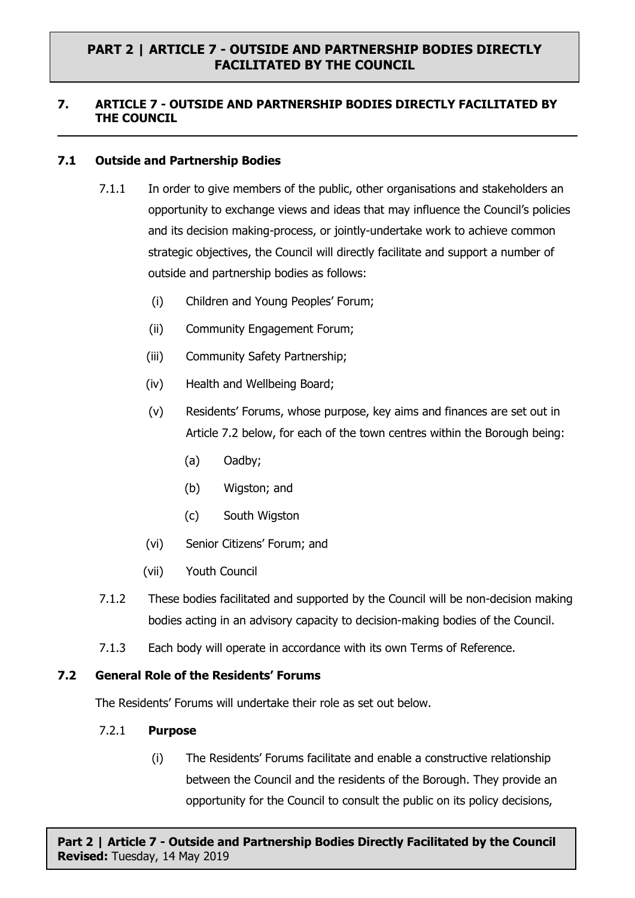# PART 2 | ARTICLE 7 - OUTSIDE AND PARTNERSHIP BODIES DIRECTLY FACILITATED BY THE COUNCIL

## 7. ARTICLE 7 - OUTSIDE AND PARTNERSHIP BODIES DIRECTLY FACILITATED BY THE COUNCIL

### 7.1 Outside and Partnership Bodies

7.1.1 In order to give members of the public, other organisations and stakeholders an opportunity to exchange views and ideas that may influence the Council's policies and its decision making-process, or jointly-undertake work to achieve common strategic objectives, the Council will directly facilitate and support a number of outside and partnership bodies as follows:

(i) Children and Young Peoples' Forum;

(ii) Community Engagement Forum;

(iii) Community Safety Partnership;

(iv) Health and Wellbeing Board;

(v) Residents' Forums, whose purpose, key aims and finances are set out in Article 7.2 below, for each of the town centres within the Borough being:

(a) Oadby;

(b) Wigston; and

(c) South Wigston

(vi) Senior Citizens' Forum; and

(vii) Youth Council

7.1.2 These bodies facilitated and supported by the Council will be non-decision making bodies acting in an advisory capacity to decision-making bodies of the Council.

7.1.3 Each body will operate in accordance with its own Terms of Reference.

### 7.2 General Role of the Residents' Forums

The Residents' Forums will undertake their role as set out below.

7.2.1 **Purpose**

(i) The Residents' Forums facilitate and enable a constructive relationship between the Council and the residents of the Borough. They provide an opportunity for the Council to consult the public on its policy decisions,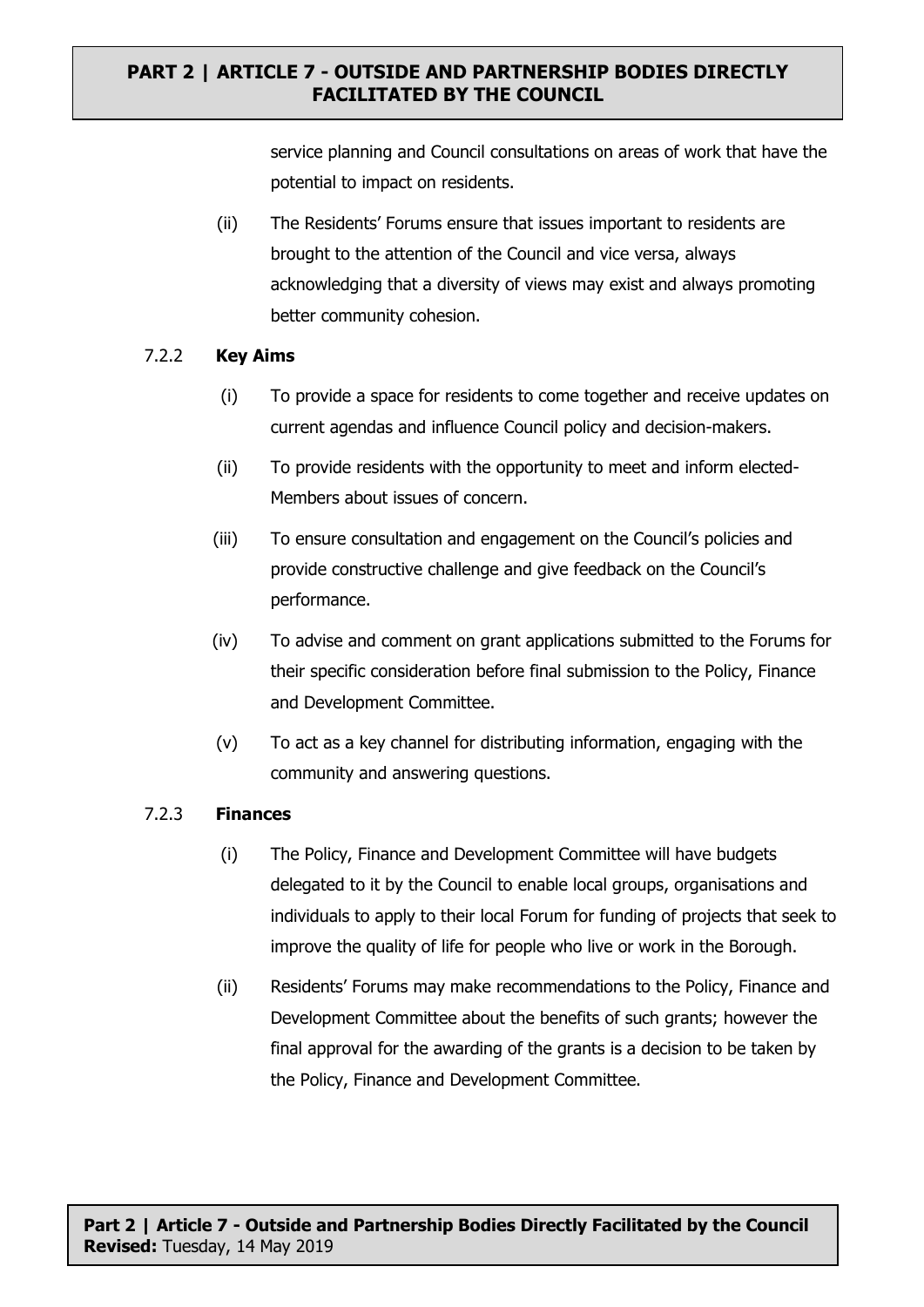service planning and Council consultations on areas of work that have the potential to impact on residents.

(ii) The Residents' Forums ensure that issues important to residents are brought to the attention of the Council and vice versa, always acknowledging that a diversity of views may exist and always promoting better community cohesion.

7.2.2 **Key Aims**

(i) To provide a space for residents to come together and receive updates on current agendas and influence Council policy and decision-makers.

(ii) To provide residents with the opportunity to meet and inform elected-Members about issues of concern.

(iii) To ensure consultation and engagement on the Council's policies and provide constructive challenge and give feedback on the Council's performance.

(iv) To advise and comment on grant applications submitted to the Forums for their specific consideration before final submission to the Policy, Finance and Development Committee.

(v) To act as a key channel for distributing information, engaging with the community and answering questions.

7.2.3 **Finances**

(i) The Policy, Finance and Development Committee will have budgets delegated to it by the Council to enable local groups, organisations and individuals to apply to their local Forum for funding of projects that seek to improve the quality of life for people who live or work in the Borough.

(ii) Residents' Forums may make recommendations to the Policy, Finance and Development Committee about the benefits of such grants; however the final approval for the awarding of the grants is a decision to be taken by the Policy, Finance and Development Committee.